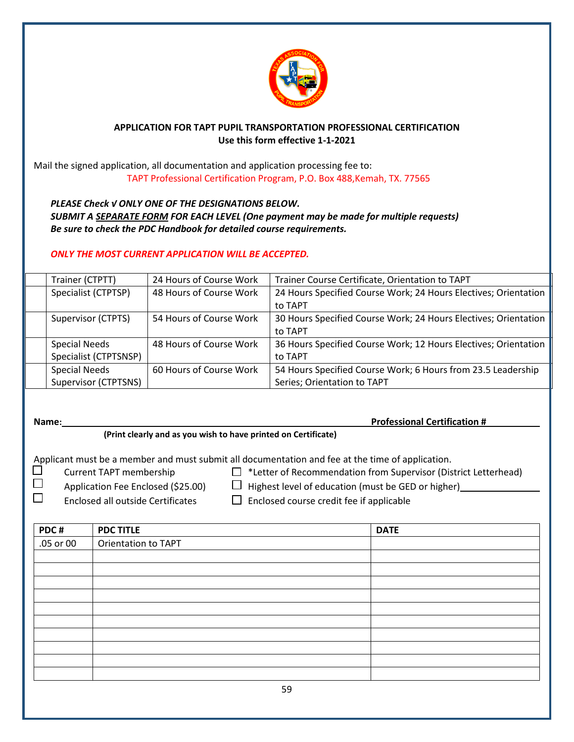**APPLICATION FOR TAPT PUPIL TRANSPORTATION PROFESSIONAL CERTIFICATION**
**Use this form effective 1-1-2021**

Mail the signed application, all documentation and application processing fee to:
TAPT Professional Certification Program, P.O. Box 488,Kemah, TX. 77565

***PLEASE Check √ ONLY ONE OF THE DESIGNATIONS BELOW.***
***SUBMIT A SEPARATE FORM FOR EACH LEVEL (One payment may be made for multiple requests)***
***Be sure to check the PDC Handbook for detailed course requirements.***

***ONLY THE MOST CURRENT APPLICATION WILL BE ACCEPTED.***

| | | | |
|---|---|---|---|
| | Trainer (CTPTT) | 24 Hours of Course Work | Trainer Course Certificate, Orientation to TAPT |
| | Specialist (CTPTSP) | 48 Hours of Course Work | 24 Hours Specified Course Work; 24 Hours Electives; Orientation to TAPT |
| | Supervisor (CTPTS) | 54 Hours of Course Work | 30 Hours Specified Course Work; 24 Hours Electives; Orientation to TAPT |
| | Special Needs Specialist (CTPTSNSP) | 48 Hours of Course Work | 36 Hours Specified Course Work; 12 Hours Electives; Orientation to TAPT |
| | Special Needs Supervisor (CTPTSNS) | 60 Hours of Course Work | 54 Hours Specified Course Work; 6 Hours from 23.5 Leadership Series; Orientation to TAPT |

**Name:**\_\_\_\_\_\_\_\_\_\_\_\_\_\_\_\_\_\_\_\_\_\_\_\_\_\_\_\_\_\_\_\_\_\_\_\_ **Professional Certification #**\_\_\_\_\_\_\_\_\_\_
**(Print clearly and as you wish to have printed on Certificate)**

Applicant must be a member and must submit all documentation and fee at the time of application.

- ☐ Current TAPT membership
- ☐ Application Fee Enclosed ($25.00)
- ☐ Enclosed all outside Certificates
- ☐ *Letter of Recommendation from Supervisor (District Letterhead)
- ☐ Highest level of education (must be GED or higher)\_\_\_\_\_\_\_\_\_\_
- ☐ Enclosed course credit fee if applicable

| PDC # | PDC TITLE | DATE |
|---|---|---|
| .05 or 00 | Orientation to TAPT | |
| | | |
| | | |
| | | |
| | | |
| | | |
| | | |
| | | |
| | | |
| | | |
| | | |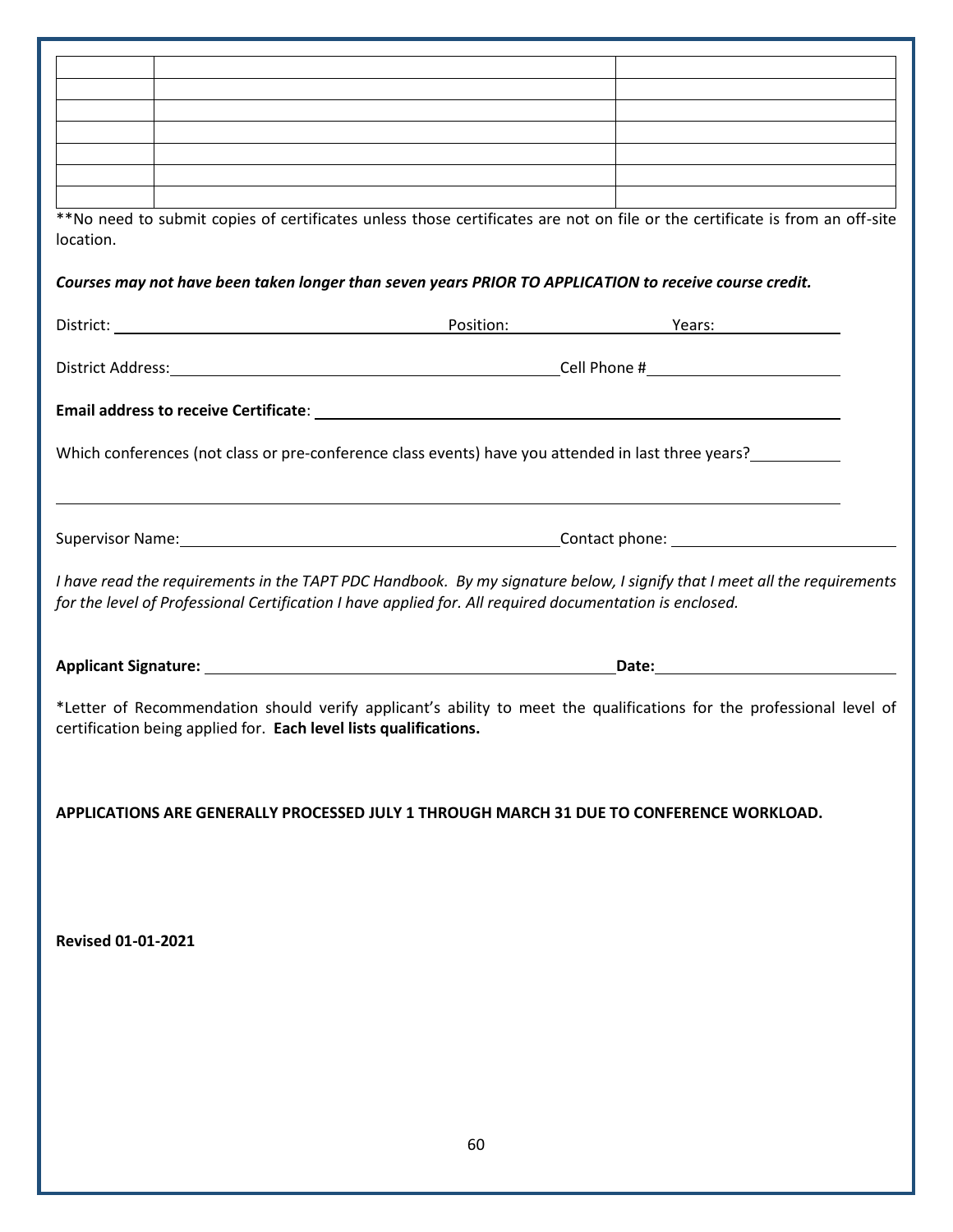| | | |
|---|---|---|
| | | |
| | | |
| | | |
| | | |
| | | |
| | | |
| | | |

**No need to submit copies of certificates unless those certificates are not on file or the certificate is from an off-site location.

***Courses may not have been taken longer than seven years PRIOR TO APPLICATION to receive course credit.***

District: ______________________ Position: ______________ Years: ______________

District Address: ______________________________ Cell Phone # ______________________

**Email address to receive Certificate**: ______________________________________________

Which conferences (not class or pre-conference class events) have you attended in last three years? __________

______________________________________________________________________________

Supervisor Name: ______________________________ Contact phone: ______________________

*I have read the requirements in the TAPT PDC Handbook. By my signature below, I signify that I meet all the requirements for the level of Professional Certification I have applied for. All required documentation is enclosed.*

**Applicant Signature:** ______________________________ **Date:** ______________________

*Letter of Recommendation should verify applicant's ability to meet the qualifications for the professional level of certification being applied for. **Each level lists qualifications.**

**APPLICATIONS ARE GENERALLY PROCESSED JULY 1 THROUGH MARCH 31 DUE TO CONFERENCE WORKLOAD.**

**Revised 01-01-2021**